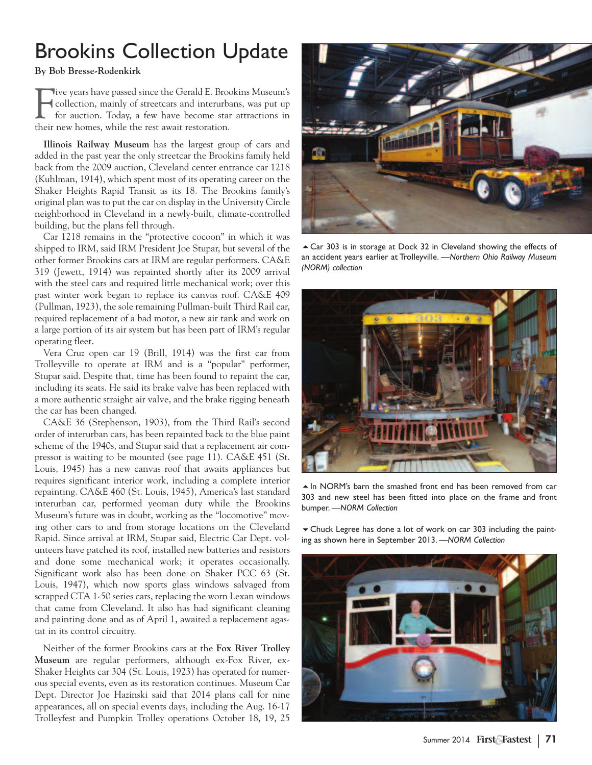# Brookins Collection Update

**By Bob Bresse-Rodenkirk**

Five years have passed since the Gerald E. Brookins Museum's collection, mainly of streetcars and interurbans, was put up for auction. Today, a few have become star attractions in their new homes, while the rest await restoration.

**Illinois Railway Museum** has the largest group of cars and added in the past year the only streetcar the Brookins family held back from the 2009 auction, Cleveland center entrance car 1218 (Kuhlman, 1914), which spent most of its operating career on the Shaker Heights Rapid Transit as its 18. The Brookins family's original plan was to put the car on display in the University Circle neighborhood in Cleveland in a newly-built, climate-controlled building, but the plans fell through.

Car 1218 remains in the "protective cocoon" in which it was shipped to IRM, said IRM President Joe Stupar, but several of the other former Brookins cars at IRM are regular performers. CA&E 319 (Jewett, 1914) was repainted shortly after its 2009 arrival with the steel cars and required little mechanical work; over this past winter work began to replace its canvas roof. CA&E 409 (Pullman, 1923), the sole remaining Pullman-built Third Rail car, required replacement of a bad motor, a new air tank and work on a large portion of its air system but has been part of IRM's regular operating fleet.

Vera Cruz open car 19 (Brill, 1914) was the first car from Trolleyville to operate at IRM and is a "popular" performer, Stupar said. Despite that, time has been found to repaint the car, including its seats. He said its brake valve has been replaced with a more authentic straight air valve, and the brake rigging beneath the car has been changed.

CA&E 36 (Stephenson, 1903), from the Third Rail's second order of interurban cars, has been repainted back to the blue paint scheme of the 1940s, and Stupar said that a replacement air compressor is waiting to be mounted (see page 11). CA&E 451 (St. Louis, 1945) has a new canvas roof that awaits appliances but requires significant interior work, including a complete interior repainting. CA&E 460 (St. Louis, 1945), America's last standard interurban car, performed yeoman duty while the Brookins Museum's future was in doubt, working as the "locomotive" moving other cars to and from storage locations on the Cleveland Rapid. Since arrival at IRM, Stupar said, Electric Car Dept. volunteers have patched its roof, installed new batteries and resistors and done some mechanical work; it operates occasionally. Significant work also has been done on Shaker PCC 63 (St. Louis, 1947), which now sports glass windows salvaged from scrapped CTA 1-50 series cars, replacing the worn Lexan windows that came from Cleveland. It also has had significant cleaning and painting done and as of April 1, awaited a replacement agastat in its control circuitry.

Neither of the former Brookins cars at the **Fox River Trolley Museum** are regular performers, although ex-Fox River, ex-Shaker Heights car 304 (St. Louis, 1923) has operated for numerous special events, even as its restoration continues. Museum Car Dept. Director Joe Hazinski said that 2014 plans call for nine appearances, all on special events days, including the Aug. 16-17 Trolleyfest and Pumpkin Trolley operations October 18, 19, 25

▲ Car 303 is in storage at Dock 32 in Cleveland showing the effects of an accident years earlier at Trolleyville. —*Northern Ohio Railway Museum (NORM) collection*

▲ In NORM's barn the smashed front end has been removed from car 303 and new steel has been fitted into place on the frame and front bumper. —*NORM Collection*

▼ Chuck Legree has done a lot of work on car 303 including the painting as shown here in September 2013. —*NORM Collection*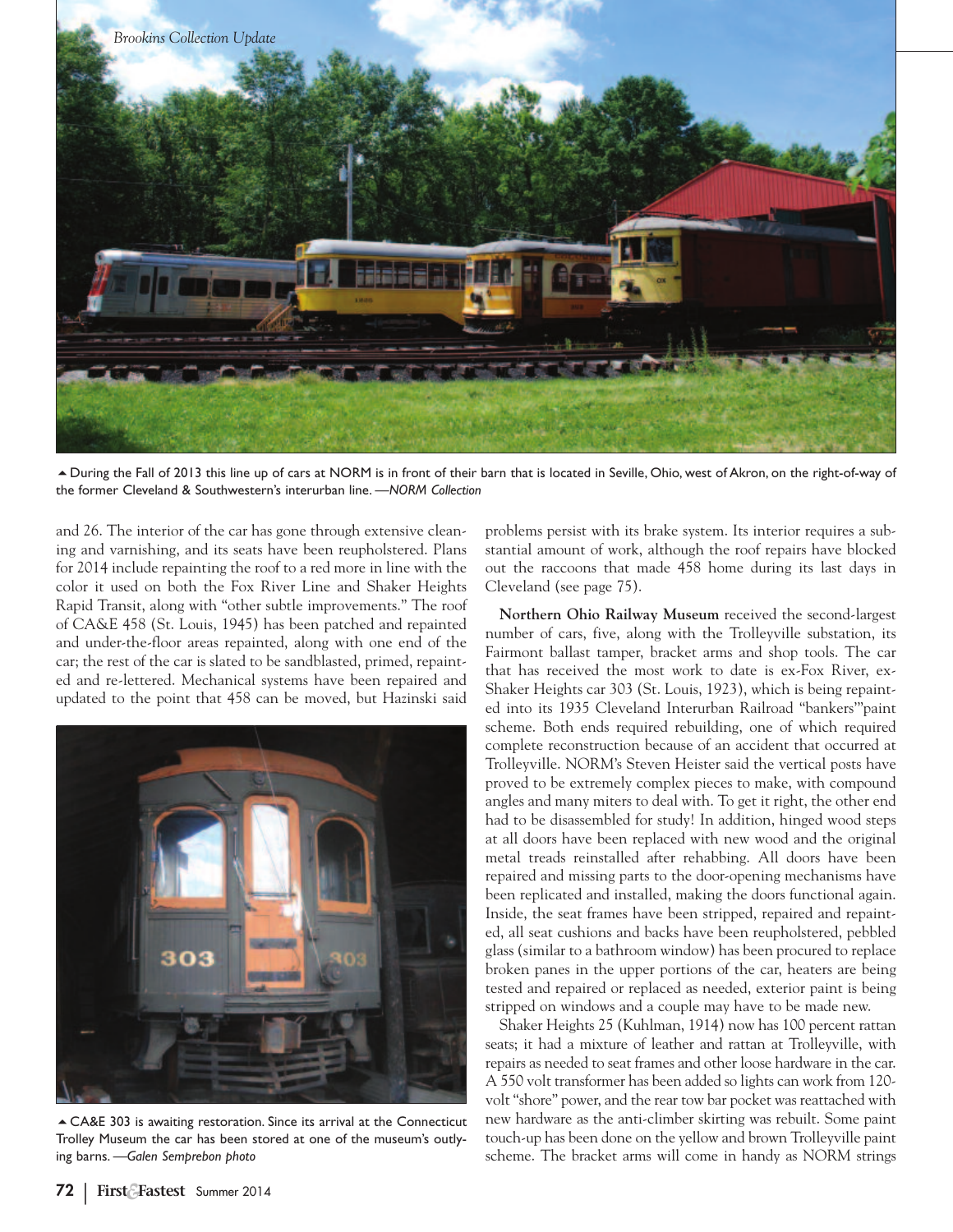During the Fall of 2013 this line up of cars at NORM is in front of their barn that is located in Seville, Ohio, west of Akron, on the right-of-way of the former Cleveland & Southwestern's interurban line. —*NORM Collection*

and 26. The interior of the car has gone through extensive cleaning and varnishing, and its seats have been reupholstered. Plans for 2014 include repainting the roof to a red more in line with the color it used on both the Fox River Line and Shaker Heights Rapid Transit, along with "other subtle improvements." The roof of CA&E 458 (St. Louis, 1945) has been patched and repainted and under-the-floor areas repainted, along with one end of the car; the rest of the car is slated to be sandblasted, primed, repainted and re-lettered. Mechanical systems have been repaired and updated to the point that 458 can be moved, but Hazinski said problems persist with its brake system. Its interior requires a substantial amount of work, although the roof repairs have blocked out the raccoons that made 458 home during its last days in Cleveland (see page 75).

CA&E 303 is awaiting restoration. Since its arrival at the Connecticut Trolley Museum the car has been stored at one of the museum's outlying barns. —*Galen Semprebon photo*

**Northern Ohio Railway Museum** received the second-largest number of cars, five, along with the Trolleyville substation, its Fairmont ballast tamper, bracket arms and shop tools. The car that has received the most work to date is ex-Fox River, ex-Shaker Heights car 303 (St. Louis, 1923), which is being repainted into its 1935 Cleveland Interurban Railroad "bankers'"paint scheme. Both ends required rebuilding, one of which required complete reconstruction because of an accident that occurred at Trolleyville. NORM's Steven Heister said the vertical posts have proved to be extremely complex pieces to make, with compound angles and many miters to deal with. To get it right, the other end had to be disassembled for study! In addition, hinged wood steps at all doors have been replaced with new wood and the original metal treads reinstalled after rehabbing. All doors have been repaired and missing parts to the door-opening mechanisms have been replicated and installed, making the doors functional again. Inside, the seat frames have been stripped, repaired and repainted, all seat cushions and backs have been reupholstered, pebbled glass (similar to a bathroom window) has been procured to replace broken panes in the upper portions of the car, heaters are being tested and repaired or replaced as needed, exterior paint is being stripped on windows and a couple may have to be made new.

Shaker Heights 25 (Kuhlman, 1914) now has 100 percent rattan seats; it had a mixture of leather and rattan at Trolleyville, with repairs as needed to seat frames and other loose hardware in the car. A 550 volt transformer has been added so lights can work from 120-volt "shore" power, and the rear tow bar pocket was reattached with new hardware as the anti-climber skirting was rebuilt. Some paint touch-up has been done on the yellow and brown Trolleyville paint scheme. The bracket arms will come in handy as NORM strings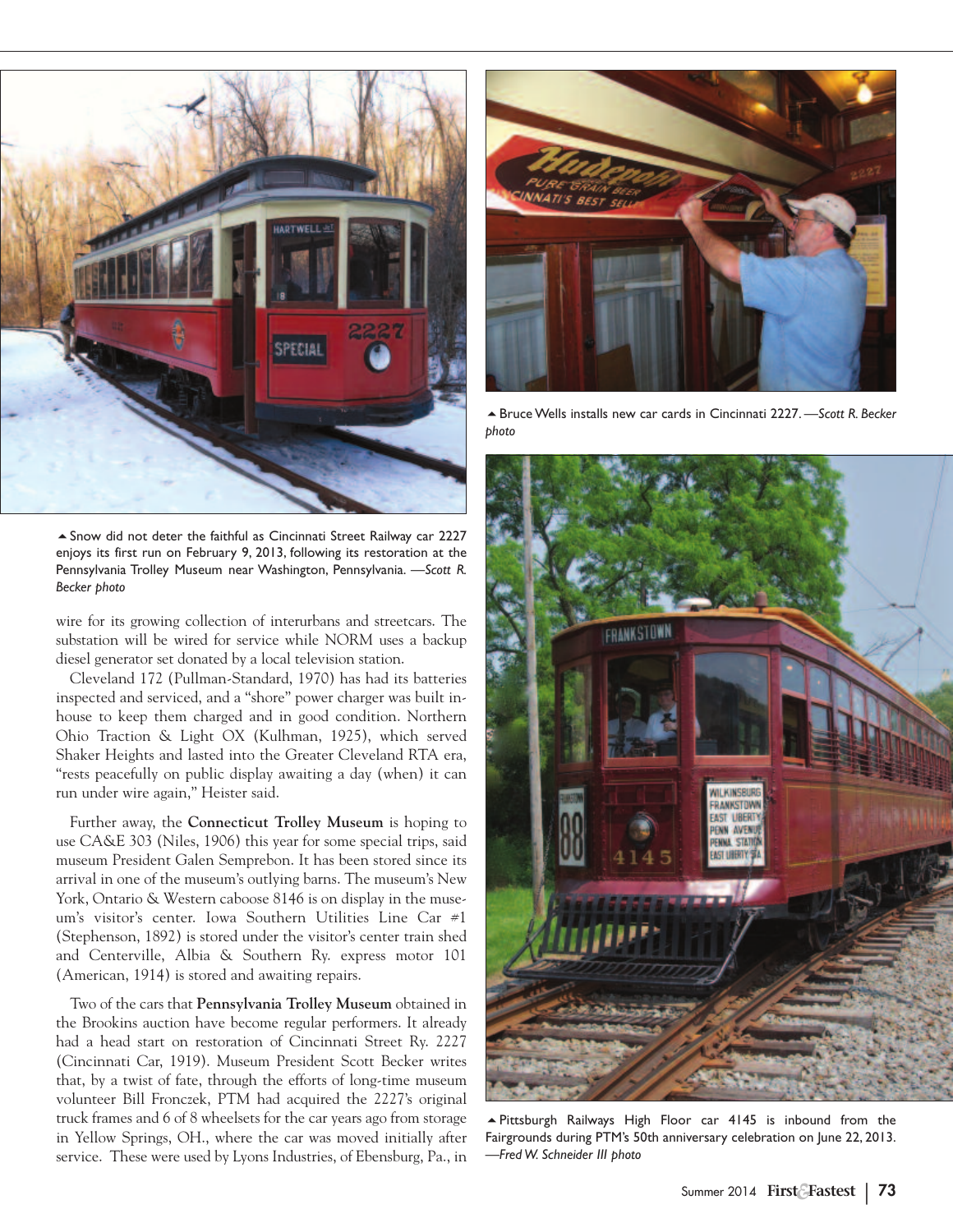▲ Snow did not deter the faithful as Cincinnati Street Railway car 2227 enjoys its first run on February 9, 2013, following its restoration at the Pennsylvania Trolley Museum near Washington, Pennsylvania. —*Scott R. Becker photo*

wire for its growing collection of interurbans and streetcars. The substation will be wired for service while NORM uses a backup diesel generator set donated by a local television station.

Cleveland 172 (Pullman-Standard, 1970) has had its batteries inspected and serviced, and a "shore" power charger was built in-house to keep them charged and in good condition. Northern Ohio Traction & Light OX (Kulhman, 1925), which served Shaker Heights and lasted into the Greater Cleveland RTA era, "rests peacefully on public display awaiting a day (when) it can run under wire again," Heister said.

Further away, the **Connecticut Trolley Museum** is hoping to use CA&E 303 (Niles, 1906) this year for some special trips, said museum President Galen Semprebon. It has been stored since its arrival in one of the museum's outlying barns. The museum's New York, Ontario & Western caboose 8146 is on display in the museum's visitor's center. Iowa Southern Utilities Line Car #1 (Stephenson, 1892) is stored under the visitor's center train shed and Centerville, Albia & Southern Ry. express motor 101 (American, 1914) is stored and awaiting repairs.

Two of the cars that **Pennsylvania Trolley Museum** obtained in the Brookins auction have become regular performers. It already had a head start on restoration of Cincinnati Street Ry. 2227 (Cincinnati Car, 1919). Museum President Scott Becker writes that, by a twist of fate, through the efforts of long-time museum volunteer Bill Fronczek, PTM had acquired the 2227's original truck frames and 6 of 8 wheelsets for the car years ago from storage in Yellow Springs, OH., where the car was moved initially after service. These were used by Lyons Industries, of Ebensburg, Pa., in

▲ Bruce Wells installs new car cards in Cincinnati 2227. —*Scott R. Becker photo*

▲ Pittsburgh Railways High Floor car 4145 is inbound from the Fairgrounds during PTM's 50th anniversary celebration on June 22, 2013. —*Fred W. Schneider III photo*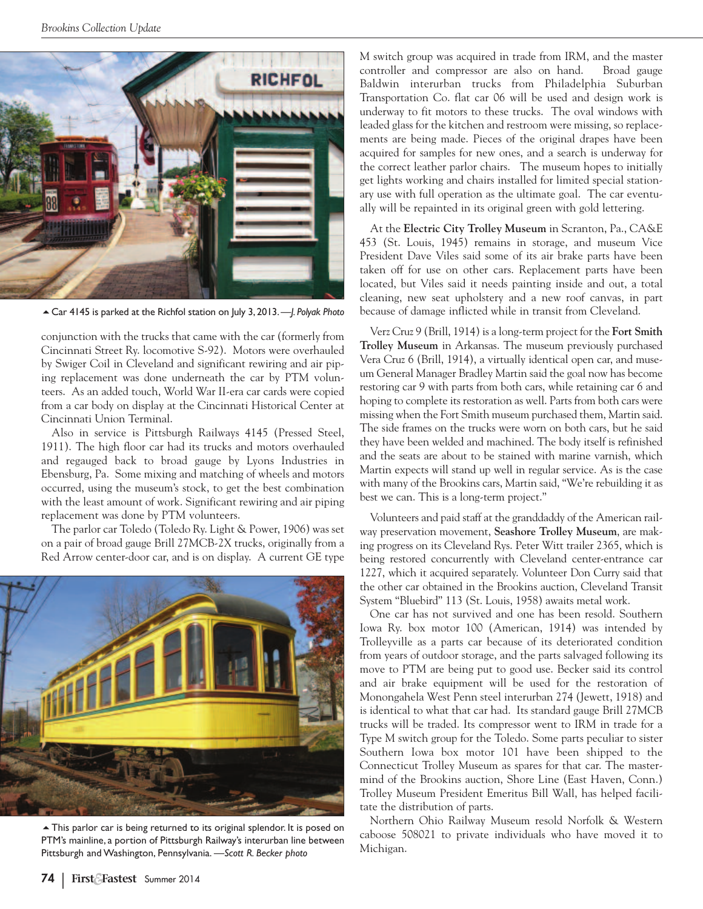▲ Car 4145 is parked at the Richfol station on July 3, 2013. —*J. Polyak Photo*

conjunction with the trucks that came with the car (formerly from Cincinnati Street Ry. locomotive S-92). Motors were overhauled by Swiger Coil in Cleveland and significant rewiring and air piping replacement was done underneath the car by PTM volunteers. As an added touch, World War II-era car cards were copied from a car body on display at the Cincinnati Historical Center at Cincinnati Union Terminal.

Also in service is Pittsburgh Railways 4145 (Pressed Steel, 1911). The high floor car had its trucks and motors overhauled and regauged back to broad gauge by Lyons Industries in Ebensburg, Pa. Some mixing and matching of wheels and motors occurred, using the museum's stock, to get the best combination with the least amount of work. Significant rewiring and air piping replacement was done by PTM volunteers.

The parlor car Toledo (Toledo Ry. Light & Power, 1906) was set on a pair of broad gauge Brill 27MCB-2X trucks, originally from a Red Arrow center-door car, and is on display. A current GE type M switch group was acquired in trade from IRM, and the master controller and compressor are also on hand. Broad gauge Baldwin interurban trucks from Philadelphia Suburban Transportation Co. flat car 06 will be used and design work is underway to fit motors to these trucks. The oval windows with leaded glass for the kitchen and restroom were missing, so replacements are being made. Pieces of the original drapes have been acquired for samples for new ones, and a search is underway for the correct leather parlor chairs. The museum hopes to initially get lights working and chairs installed for limited special stationary use with full operation as the ultimate goal. The car eventually will be repainted in its original green with gold lettering.

▲ This parlor car is being returned to its original splendor. It is posed on PTM's mainline, a portion of Pittsburgh Railway's interurban line between Pittsburgh and Washington, Pennsylvania. —*Scott R. Becker photo*

At the **Electric City Trolley Museum** in Scranton, Pa., CA&E 453 (St. Louis, 1945) remains in storage, and museum Vice President Dave Viles said some of its air brake parts have been taken off for use on other cars. Replacement parts have been located, but Viles said it needs painting inside and out, a total cleaning, new seat upholstery and a new roof canvas, in part because of damage inflicted while in transit from Cleveland.

Verz Cruz 9 (Brill, 1914) is a long-term project for the **Fort Smith Trolley Museum** in Arkansas. The museum previously purchased Vera Cruz 6 (Brill, 1914), a virtually identical open car, and museum General Manager Bradley Martin said the goal now has become restoring car 9 with parts from both cars, while retaining car 6 and hoping to complete its restoration as well. Parts from both cars were missing when the Fort Smith museum purchased them, Martin said. The side frames on the trucks were worn on both cars, but he said they have been welded and machined. The body itself is refinished and the seats are about to be stained with marine varnish, which Martin expects will stand up well in regular service. As is the case with many of the Brookins cars, Martin said, "We're rebuilding it as best we can. This is a long-term project."

Volunteers and paid staff at the granddaddy of the American railway preservation movement, **Seashore Trolley Museum**, are making progress on its Cleveland Rys. Peter Witt trailer 2365, which is being restored concurrently with Cleveland center-entrance car 1227, which it acquired separately. Volunteer Don Curry said that the other car obtained in the Brookins auction, Cleveland Transit System "Bluebird" 113 (St. Louis, 1958) awaits metal work.

One car has not survived and one has been resold. Southern Iowa Ry. box motor 100 (American, 1914) was intended by Trolleyville as a parts car because of its deteriorated condition from years of outdoor storage, and the parts salvaged following its move to PTM are being put to good use. Becker said its control and air brake equipment will be used for the restoration of Monongahela West Penn steel interurban 274 (Jewett, 1918) and is identical to what that car had. Its standard gauge Brill 27MCB trucks will be traded. Its compressor went to IRM in trade for a Type M switch group for the Toledo. Some parts peculiar to sister Southern Iowa box motor 101 have been shipped to the Connecticut Trolley Museum as spares for that car. The mastermind of the Brookins auction, Shore Line (East Haven, Conn.) Trolley Museum President Emeritus Bill Wall, has helped facilitate the distribution of parts.

Northern Ohio Railway Museum resold Norfolk & Western caboose 508021 to private individuals who have moved it to Michigan.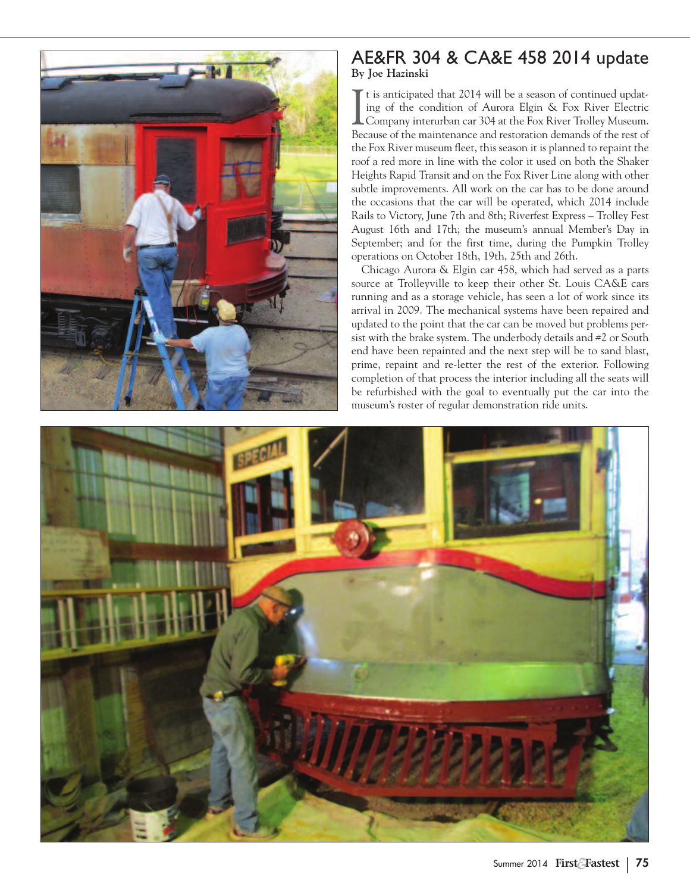## AE&FR 304 & CA&E 458 2014 update

**By Joe Hazinski**

It is anticipated that 2014 will be a season of continued updating of the condition of Aurora Elgin & Fox River Electric Company interurban car 304 at the Fox River Trolley Museum. Because of the maintenance and restoration demands of the rest of the Fox River museum fleet, this season it is planned to repaint the roof a red more in line with the color it used on both the Shaker Heights Rapid Transit and on the Fox River Line along with other subtle improvements. All work on the car has to be done around the occasions that the car will be operated, which 2014 include Rails to Victory, June 7th and 8th; Riverfest Express – Trolley Fest August 16th and 17th; the museum's annual Member's Day in September; and for the first time, during the Pumpkin Trolley operations on October 18th, 19th, 25th and 26th.

Chicago Aurora & Elgin car 458, which had served as a parts source at Trolleyville to keep their other St. Louis CA&E cars running and as a storage vehicle, has seen a lot of work since its arrival in 2009. The mechanical systems have been repaired and updated to the point that the car can be moved but problems persist with the brake system. The underbody details and #2 or South end have been repainted and the next step will be to sand blast, prime, repaint and re-letter the rest of the exterior. Following completion of that process the interior including all the seats will be refurbished with the goal to eventually put the car into the museum's roster of regular demonstration ride units.